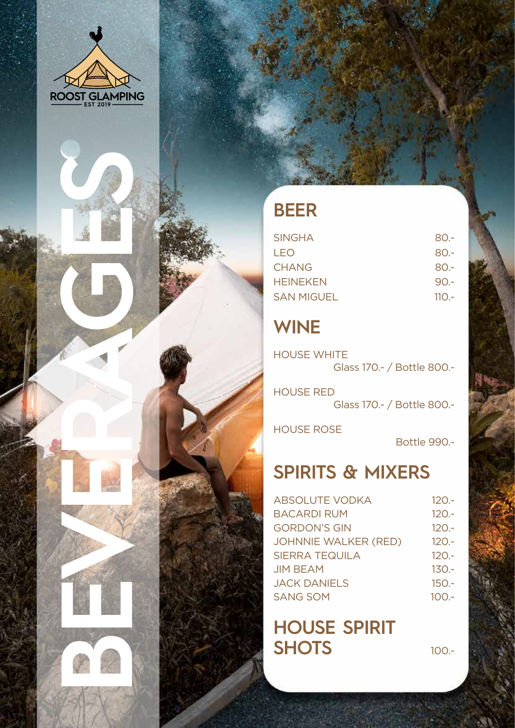ROOST GLAMPING

EST 2019

# BEVERAGES

## BEER

| | |
|---|---|
| SINGHA | 80.- |
| LEO | 80.- |
| CHANG | 80.- |
| HEINEKEN | 90.- |
| SAN MIGUEL | 110.- |

## WINE

HOUSE WHITE
Glass 170.- / Bottle 800.-

HOUSE RED
Glass 170.- / Bottle 800.-

HOUSE ROSE
Bottle 990.-

## SPIRITS & MIXERS

| | |
|---|---|
| ABSOLUTE VODKA | 120.- |
| BACARDI RUM | 120.- |
| GORDON'S GIN | 120.- |
| JOHNNIE WALKER (RED) | 120.- |
| SIERRA TEQUILA | 120.- |
| JIM BEAM | 130.- |
| JACK DANIELS | 150.- |
| SANG SOM | 100.- |

## HOUSE SPIRIT SHOTS

100.-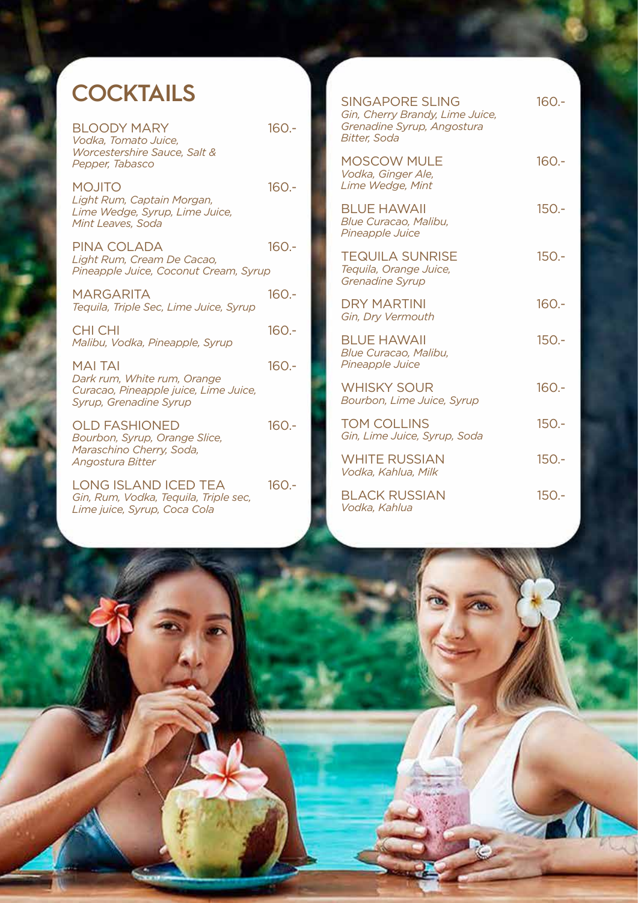# COCKTAILS

**BLOODY MARY** 160.-
*Vodka, Tomato Juice, Worcestershire Sauce, Salt & Pepper, Tabasco*

**MOJITO** 160.-
*Light Rum, Captain Morgan, Lime Wedge, Syrup, Lime Juice, Mint Leaves, Soda*

**PINA COLADA** 160.-
*Light Rum, Cream De Cacao, Pineapple Juice, Coconut Cream, Syrup*

**MARGARITA** 160.-
*Tequila, Triple Sec, Lime Juice, Syrup*

**CHI CHI** 160.-
*Malibu, Vodka, Pineapple, Syrup*

**MAI TAI** 160.-
*Dark rum, White rum, Orange Curacao, Pineapple juice, Lime Juice, Syrup, Grenadine Syrup*

**OLD FASHIONED** 160.-
*Bourbon, Syrup, Orange Slice, Maraschino Cherry, Soda, Angostura Bitter*

**LONG ISLAND ICED TEA** 160.-
*Gin, Rum, Vodka, Tequila, Triple sec, Lime juice, Syrup, Coca Cola*

**SINGAPORE SLING** 160.-
*Gin, Cherry Brandy, Lime Juice, Grenadine Syrup, Angostura Bitter, Soda*

**MOSCOW MULE** 160.-
*Vodka, Ginger Ale, Lime Wedge, Mint*

**BLUE HAWAII** 150.-
*Blue Curacao, Malibu, Pineapple Juice*

**TEQUILA SUNRISE** 150.-
*Tequila, Orange Juice, Grenadine Syrup*

**DRY MARTINI** 160.-
*Gin, Dry Vermouth*

**BLUE HAWAII** 150.-
*Blue Curacao, Malibu, Pineapple Juice*

**WHISKY SOUR** 160.-
*Bourbon, Lime Juice, Syrup*

**TOM COLLINS** 150.-
*Gin, Lime Juice, Syrup, Soda*

**WHITE RUSSIAN** 150.-
*Vodka, Kahlua, Milk*

**BLACK RUSSIAN** 150.-
*Vodka, Kahlua*